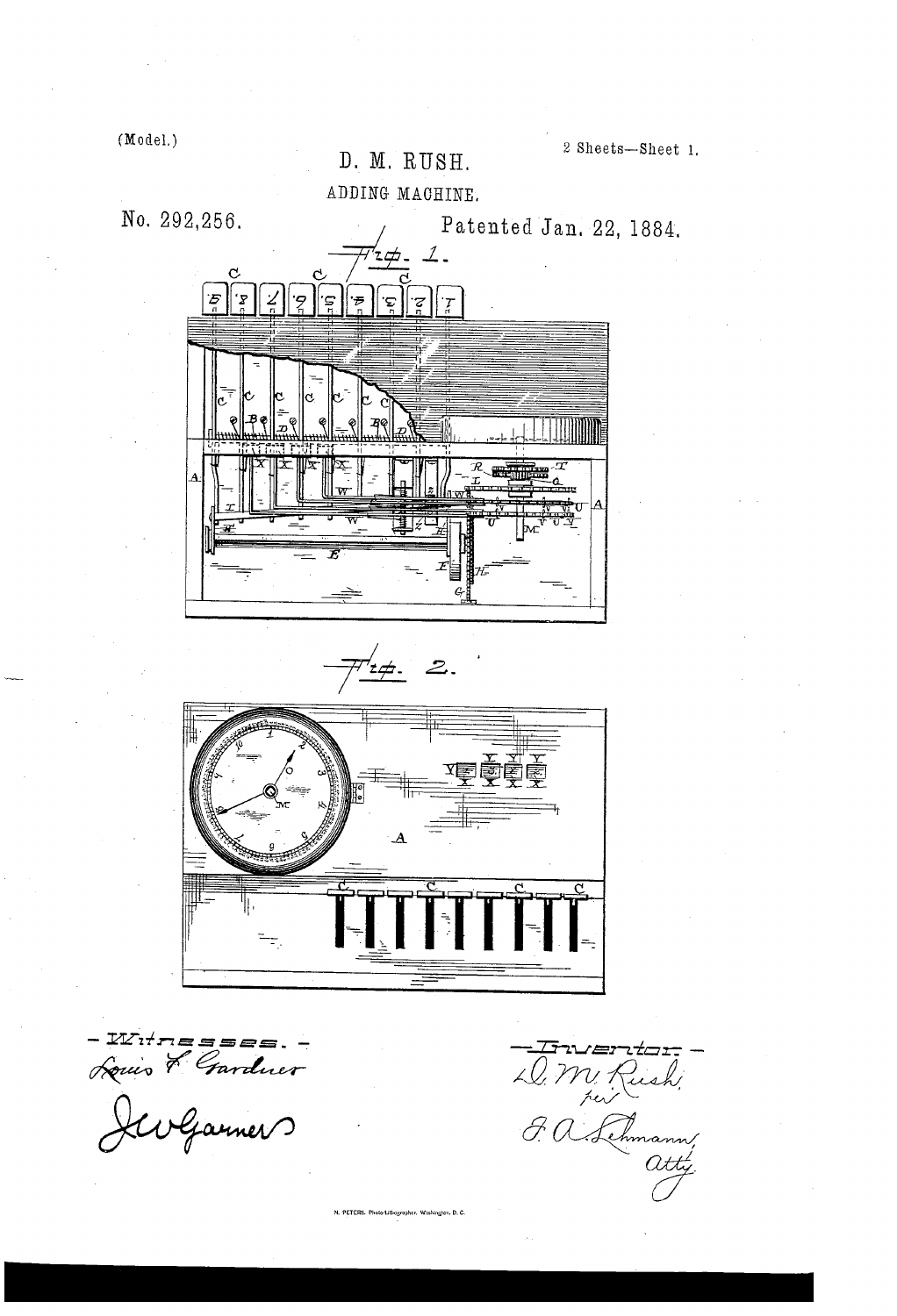(Model.)

2 Sheets—Sheet 1.

# D. M. RUSH.

## ADDING MACHINE.

No. 292,256. Patented Jan. 22, 1884.

Fig. 1.

Fig. 2.

Witnesses.—
Louis F. Gardner
J. W. Garner

Inventor—
D. M. Rush,
per
F. A. Lehmann,
atty.

N. PETERS. Photo-Lithographer. Washington, D. C.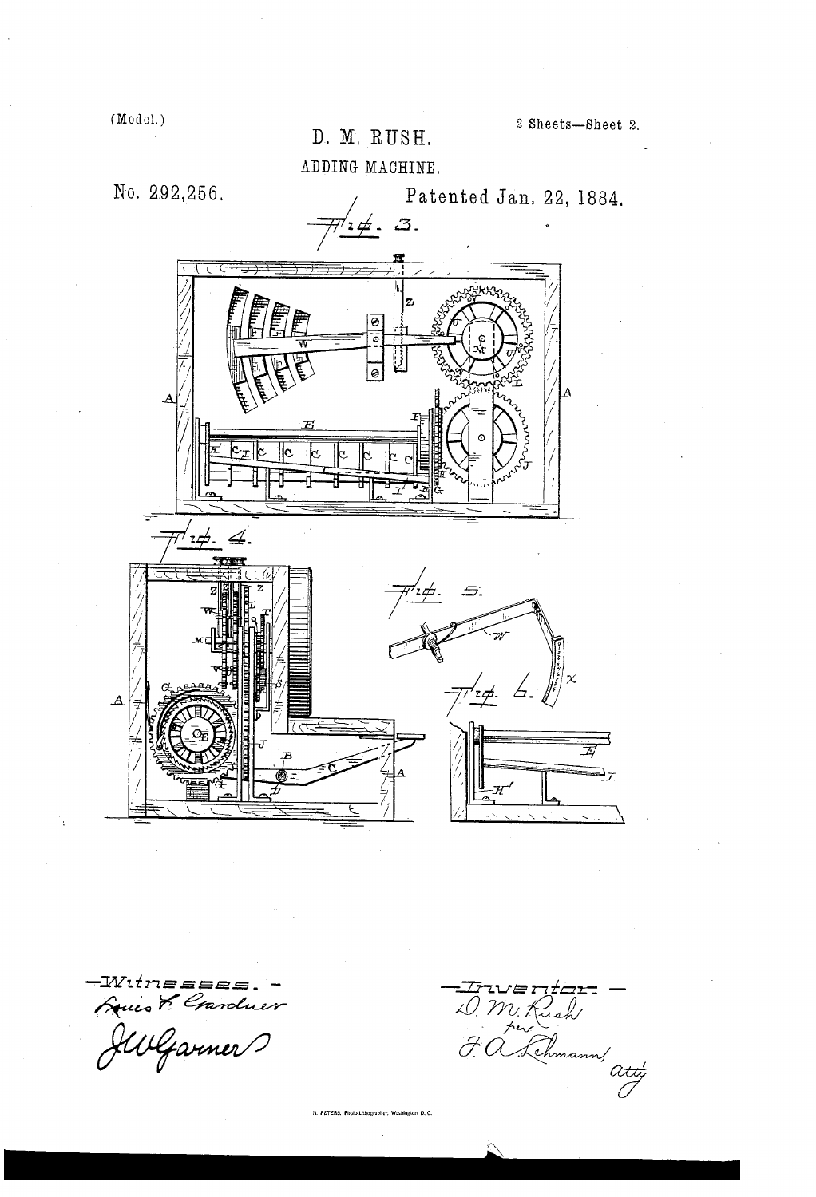(Model.)

2 Sheets—Sheet 2.

D. M. RUSH.

ADDING MACHINE.

No. 292,256.

Patented Jan. 22, 1884.

Fig. 3.

Fig. 4.

Fig. 5.

Fig. 6.

Witnesses. –
Louis F. Gardner
J. W. Garner

Inventor –
D. M. Rush
per
F. A. Lehmann, atty

N. PETERS, Photo-Lithographer, Washington, D. C.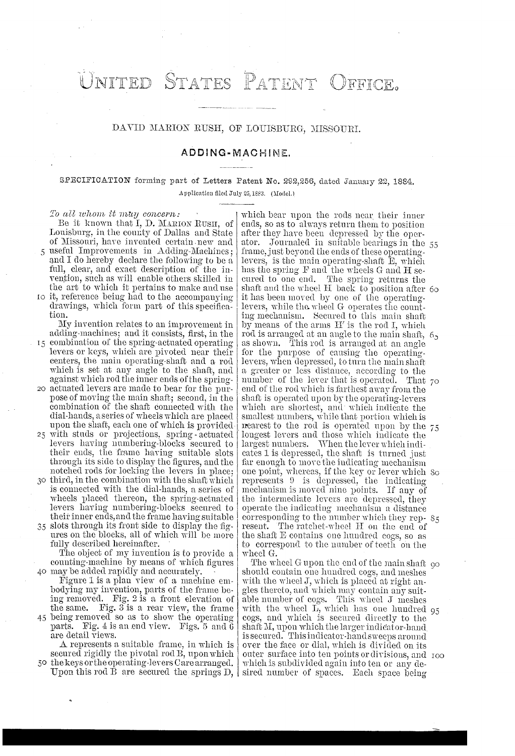# UNITED STATES PATENT OFFICE.

DAVID MARION RUSH, OF LOUISBURG, MISSOURI.

## ADDING-MACHINE.

SPECIFICATION forming part of Letters Patent No. 292,256, dated January 22, 1884.

Application filed July 25, 1883. (Model.)

*To all whom it may concern:*

Be it known that I, D. MARION RUSH, of Louisburg, in the county of Dallas and State of Missouri, have invented certain new and useful Improvements in Adding-Machines; and I do hereby declare the following to be a full, clear, and exact description of the invention, such as will enable others skilled in the art to which it pertains to make and use it, reference being had to the accompanying drawings, which form part of this specification.

My invention relates to an improvement in adding-machines; and it consists, first, in the combination of the spring-actuated operating levers or keys, which are pivoted near their centers, the main operating-shaft and a rod which is set at any angle to the shaft, and against which rod the inner ends of the spring-actuated levers are made to bear for the purpose of moving the main shaft; second, in the combination of the shaft connected with the dial-hands, a series of wheels which are placed upon the shaft, each one of which is provided with studs or projections, spring-actuated levers having numbering-blocks secured to their ends, the frame having suitable slots through its side to display the figures, and the notched rods for locking the levers in place; third, in the combination with the shaft which is connected with the dial-hands, a series of wheels placed thereon, the spring-actuated levers having numbering-blocks secured to their inner ends, and the frame having suitable slots through its front side to display the figures on the blocks, all of which will be more fully described hereinafter.

The object of my invention is to provide a counting-machine by means of which figures may be added rapidly and accurately.

Figure 1 is a plan view of a machine embodying my invention, parts of the frame being removed. Fig. 2 is a front elevation of the same. Fig. 3 is a rear view, the frame being removed so as to show the operating parts. Fig. 4 is an end view. Figs. 5 and 6 are detail views.

A represents a suitable frame, in which is secured rigidly the pivotal rod B, upon which the keys or the operating-levers C are arranged. Upon this rod B are secured the springs D, which bear upon the rods near their inner ends, so as to always return them to position after they have been depressed by the operator. Journaled in suitable bearings in the frame, just beyond the ends of these operating-levers, is the main operating-shaft E, which has the spring F and the wheels G and H secured to one end. The spring returns the shaft and the wheel H back to position after it has been moved by one of the operating-levers, while the wheel G operates the counting mechanism. Secured to this main shaft by means of the arms H' is the rod I, which rod is arranged at an angle to the main shaft, as shown. This rod is arranged at an angle for the purpose of causing the operating-levers, when depressed, to turn the main shaft a greater or less distance, according to the number of the lever that is operated. That end of the rod which is farthest away from the shaft is operated upon by the operating-levers which are shortest, and which indicate the smallest numbers, while that portion which is nearest to the rod is operated upon by the longest levers and those which indicate the largest numbers. When the lever which indicates 1 is depressed, the shaft is turned just far enough to move the indicating mechanism one point, whereas, if the key or lever which represents 9 is depressed, the indicating mechanism is moved nine points. If any of the intermediate levers are depressed, they operate the indicating mechanism a distance corresponding to the number which they represent. The ratchet-wheel H on the end of the shaft E contains one hundred cogs, so as to correspond to the number of teeth on the wheel G.

The wheel G upon the end of the main shaft should contain one hundred cogs, and meshes with the wheel J, which is placed at right angles thereto, and which may contain any suitable number of cogs. This wheel J meshes with the wheel L, which has one hundred cogs, and which is secured directly to the shaft M, upon which the larger indicator-hand is secured. This indicator-hand sweeps around over the face or dial, which is divided on its outer surface into ten points or divisions, and which is subdivided again into ten or any desired number of spaces. Each space being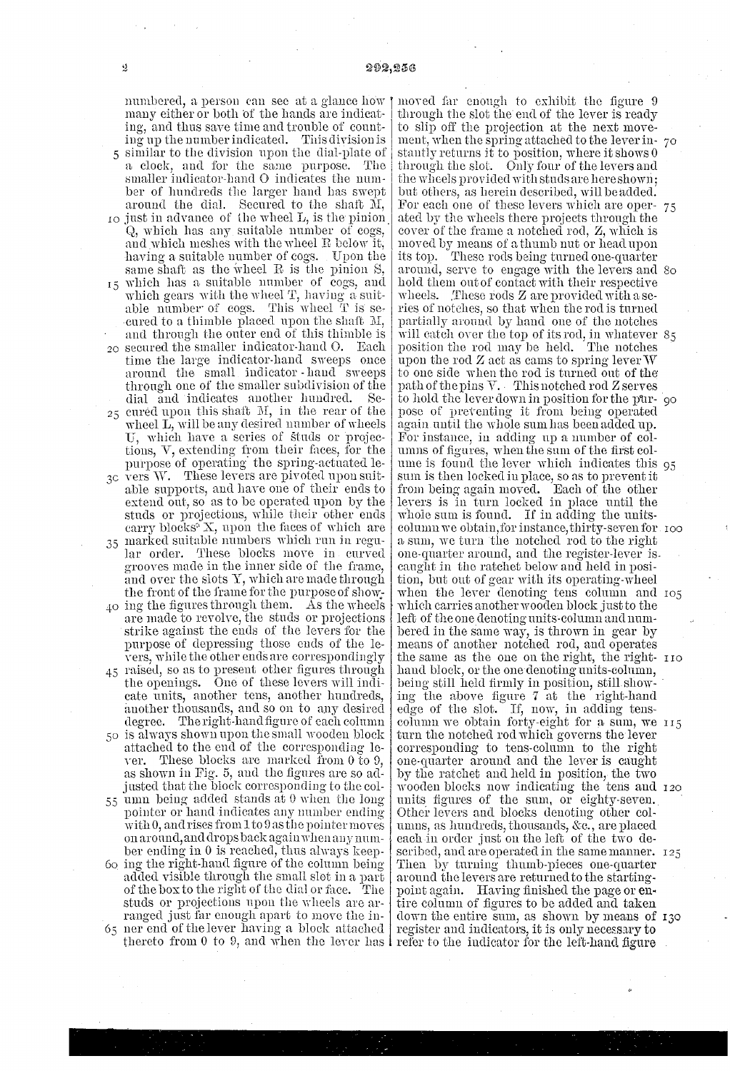numbered, a person can see at a glance how many either or both of the hands are indicating, and thus save time and trouble of counting up the number indicated. This division is similar to the division upon the dial-plate of a clock, and for the same purpose. The smaller indicator-hand O indicates the number of hundreds the larger hand has swept around the dial. Secured to the shaft M, just in advance of the wheel L, is the pinion Q, which has any suitable number of cogs, and which meshes with the wheel R below it, having a suitable number of cogs. Upon the same shaft as the wheel R is the pinion S, which has a suitable number of cogs, and which gears with the wheel T, having a suitable number of cogs. This wheel T is secured to a thimble placed upon the shaft M, and through the outer end of this thimble is secured the smaller indicator-hand O. Each time the large indicator-hand sweeps once around the small indicator-hand sweeps through one of the smaller subdivision of the dial and indicates another hundred. Secured upon this shaft M, in the rear of the wheel L, will be any desired number of wheels U, which have a series of studs or projections, V, extending from their faces, for the purpose of operating the spring-actuated levers W. These levers are pivoted upon suitable supports, and have one of their ends to extend out, so as to be operated upon by the studs or projections, while their other ends carry blocks X, upon the faces of which are marked suitable numbers which run in regular order. These blocks move in curved grooves made in the inner side of the frame, and over the slots Y, which are made through the front of the frame for the purpose of showing the figures through them. As the wheels are made to revolve, the studs or projections strike against the ends of the levers for the purpose of depressing those ends of the levers, while the other ends are correspondingly raised, so as to present other figures through the openings. One of these levers will indicate units, another tens, another hundreds, another thousands, and so on to any desired degree. The right-hand figure of each column is always shown upon the small wooden block attached to the end of the corresponding lever. These blocks are marked from 0 to 9, as shown in Fig. 5, and the figures are so adjusted that the block corresponding to the column being added stands at 0 when the long pointer or hand indicates any number ending with 0, and rises from 1 to 9 as the pointer moves on around, and drops back again when any number ending in 0 is reached, thus always keeping the right-hand figure of the column being added visible through the small slot in a part of the box to the right of the dial or face. The studs or projections upon the wheels are arranged just far enough apart to move the inner end of the lever having a block attached thereto from 0 to 9, and when the lever has moved far enough to exhibit the figure 9 through the slot the end of the lever is ready to slip off the projection at the next movement, when the spring attached to the lever instantly returns it to position, where it shows 0 through the slot. Only four of the levers and the wheels provided with studs are here shown; but others, as herein described, will be added. For each one of these levers which are operated by the wheels there projects through the cover of the frame a notched rod, Z, which is moved by means of a thumb nut or head upon its top. These rods being turned one-quarter around, serve to engage with the levers and hold them out of contact with their respective wheels. These rods Z are provided with a series of notches, so that when the rod is turned partially around by hand one of the notches will catch over the top of its rod, in whatever position the rod may be held. The notches upon the rod Z act as cams to spring lever W to one side when the rod is turned out of the path of the pins V. This notched rod Z serves to hold the lever down in position for the purpose of preventing it from being operated again until the whole sum has been added up. For instance, in adding up a number of columns of figures, when the sum of the first column is found the lever which indicates this sum is then locked in place, so as to prevent it from being again moved. Each of the other levers is in turn locked in place until the whole sum is found. If in adding the units-column we obtain, for instance, thirty-seven for a sum, we turn the notched rod to the right one-quarter around, and the register-lever is caught in the ratchet below and held in position, but out of gear with its operating-wheel when the lever denoting tens column and which carries another wooden block just to the left of the one denoting units-column and numbered in the same way, is thrown in gear by means of another notched rod, and operates the same as the one on the right, the right-hand block, or the one denoting units-column, being still held firmly in position, still showing the above figure 7 at the right-hand edge of the slot. If, now, in adding tens-column we obtain forty-eight for a sum, we turn the notched rod which governs the lever corresponding to tens-column to the right one-quarter around and the lever is caught by the ratchet and held in position, the two wooden blocks now indicating the tens and units figures of the sum, or eighty-seven. Other levers and blocks denoting other columns, as hundreds, thousands, &c., are placed each in order just on the left of the two described, and are operated in the same manner. Then by turning thumb-pieces one-quarter around the levers are returned to the starting-point again. Having finished the page or entire column of figures to be added and taken down the entire sum, as shown by means of register and indicators, it is only necessary to refer to the indicator for the left-hand figure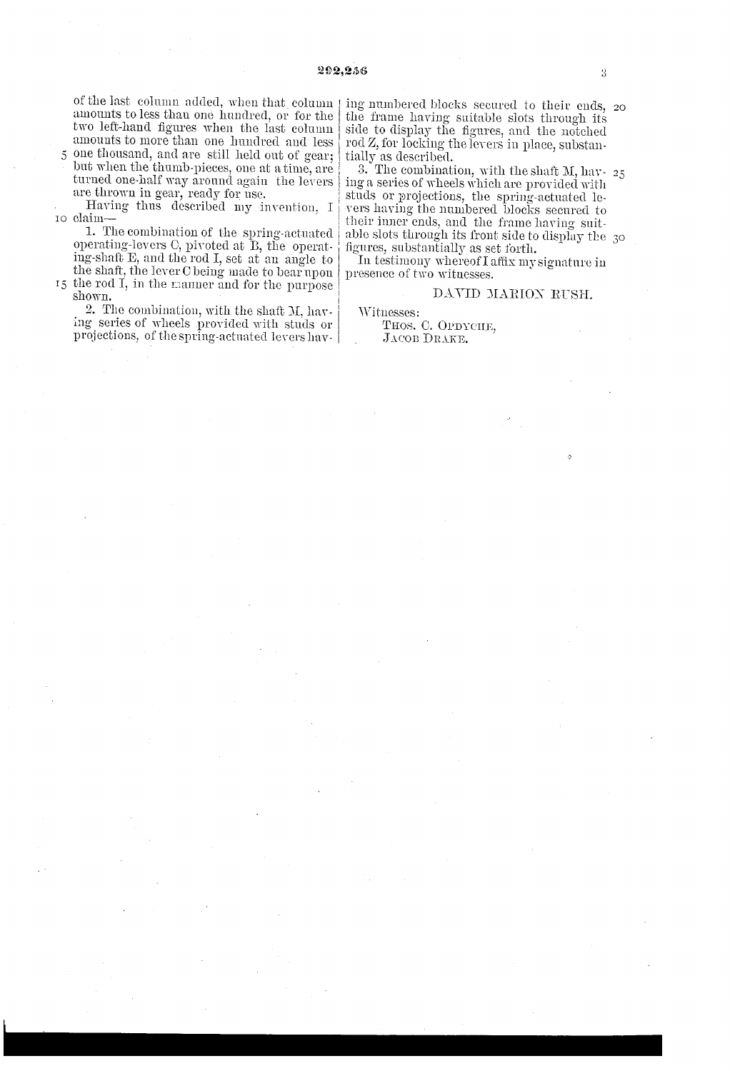of the last column added, when that column amounts to less than one hundred, or for the two left-hand figures when the last column amounts to more than one hundred and less one thousand, and are still held out of gear; but when the thumb-pieces, one at a time, are turned one-half way around again the levers are thrown in gear, ready for use.

Having thus described my invention, I claim—

1. The combination of the spring-actuated operating-levers C, pivoted at B, the operating-shaft E, and the rod I, set at an angle to the shaft, the lever C being made to bear upon the rod I, in the manner and for the purpose shown.

2. The combination, with the shaft M, having series of wheels provided with studs or projections, of the spring-actuated levers having numbered blocks secured to their ends, the frame having suitable slots through its side to display the figures, and the notched rod Z, for locking the levers in place, substantially as described.

3. The combination, with the shaft M, having a series of wheels which are provided with studs or projections, the spring-actuated levers having the numbered blocks secured to their inner ends, and the frame having suitable slots through its front side to display the figures, substantially as set forth.

In testimony whereof I affix my signature in presence of two witnesses.

DAVID MARION RUSH.

Witnesses:

THOS. C. OPDYCHE,

JACOB DRAKE.